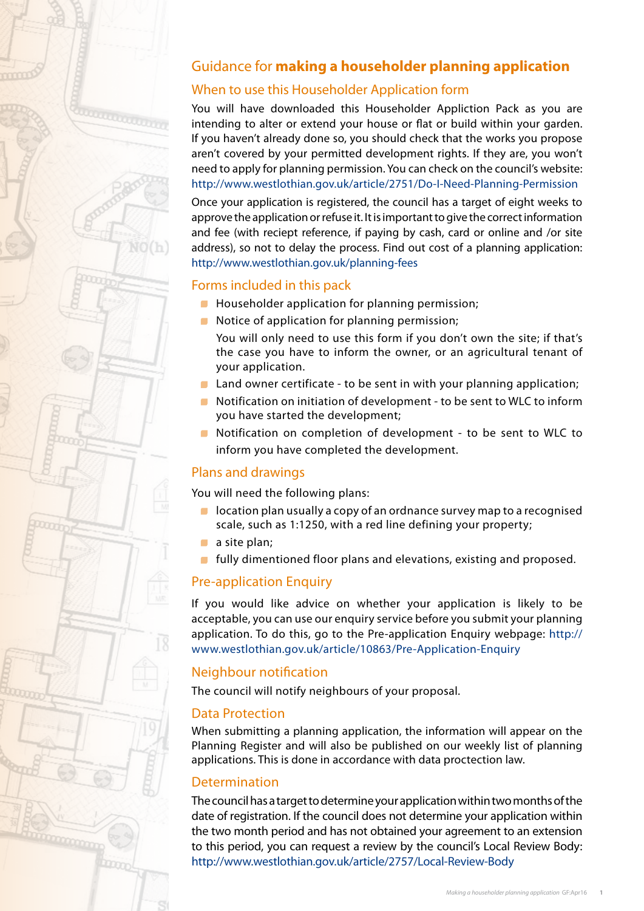# Guidance for **making a householder planning application**

## When to use this Householder Application form

You will have downloaded this Householder Appliction Pack as you are intending to alter or extend your house or flat or build within your garden. If you haven't already done so, you should check that the works you propose aren't covered by your permitted development rights. If they are, you won't need to apply for planning permission. You can check on the council's website: http://www.westlothian.gov.uk/article/2751/Do-I-Need-Planning-Permission

Once your application is registered, the council has a target of eight weeks to approve the application or refuse it. It is important to give the correct information and fee (with reciept reference, if paying by cash, card or online and /or site address), so not to delay the process. Find out cost of a planning application: http://www.westlothian.gov.uk/planning-fees

## Forms included in this pack

- Householder application for planning permission;
- Notice of application for planning permission;

  You will only need to use this form if you don't own the site; if that's the case you have to inform the owner, or an agricultural tenant of your application.
- Land owner certificate - to be sent in with your planning application;
- Notification on initiation of development - to be sent to WLC to inform you have started the development;
- Notification on completion of development - to be sent to WLC to inform you have completed the development.

## Plans and drawings

You will need the following plans:

- location plan usually a copy of an ordnance survey map to a recognised scale, such as 1:1250, with a red line defining your property;
- a site plan;
- fully dimentioned floor plans and elevations, existing and proposed.

## Pre-application Enquiry

If you would like advice on whether your application is likely to be acceptable, you can use our enquiry service before you submit your planning application. To do this, go to the Pre-application Enquiry webpage: http://www.westlothian.gov.uk/article/10863/Pre-Application-Enquiry

## Neighbour notification

The council will notify neighbours of your proposal.

## Data Protection

When submitting a planning application, the information will appear on the Planning Register and will also be published on our weekly list of planning applications. This is done in accordance with data proctection law.

## Determination

The council has a target to determine your application within two months of the date of registration. If the council does not determine your application within the two month period and has not obtained your agreement to an extension to this period, you can request a review by the council's Local Review Body: http://www.westlothian.gov.uk/article/2757/Local-Review-Body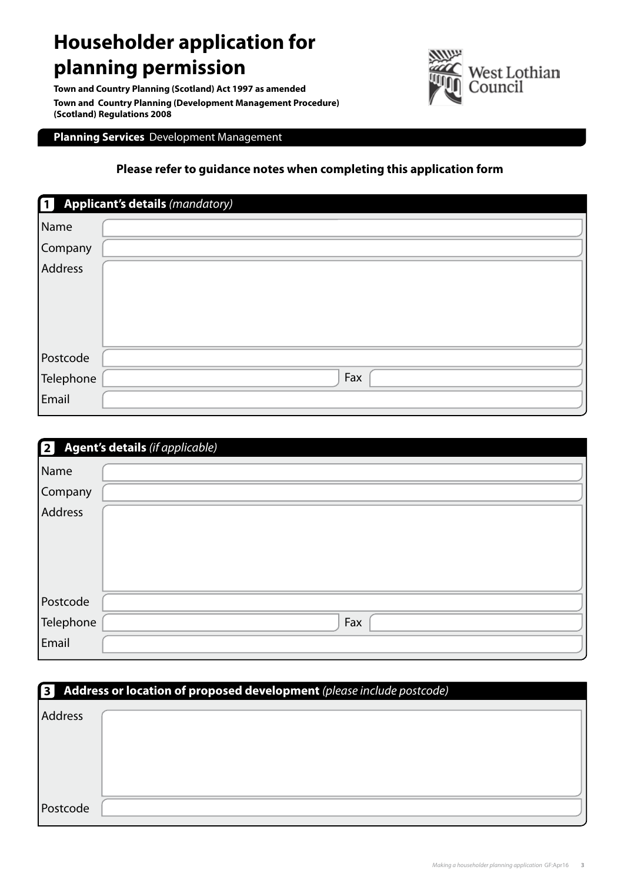# Householder application for planning permission

**Town and Country Planning (Scotland) Act 1997 as amended**

**Town and Country Planning (Development Management Procedure) (Scotland) Regulations 2008**

West Lothian Council

**Planning Services** Development Management

**Please refer to guidance notes when completing this application form**

## 1 Applicant's details *(mandatory)*

| | | | |
|---|---|---|---|
| Name | | | |
| Company | | | |
| Address | | | |
| Postcode | | | |
| Telephone | | Fax | |
| Email | | | |

## 2 Agent's details *(if applicable)*

| | | | |
|---|---|---|---|
| Name | | | |
| Company | | | |
| Address | | | |
| Postcode | | | |
| Telephone | | Fax | |
| Email | | | |

## 3 Address or location of proposed development *(please include postcode)*

| | |
|---|---|
| Address | |
| Postcode | |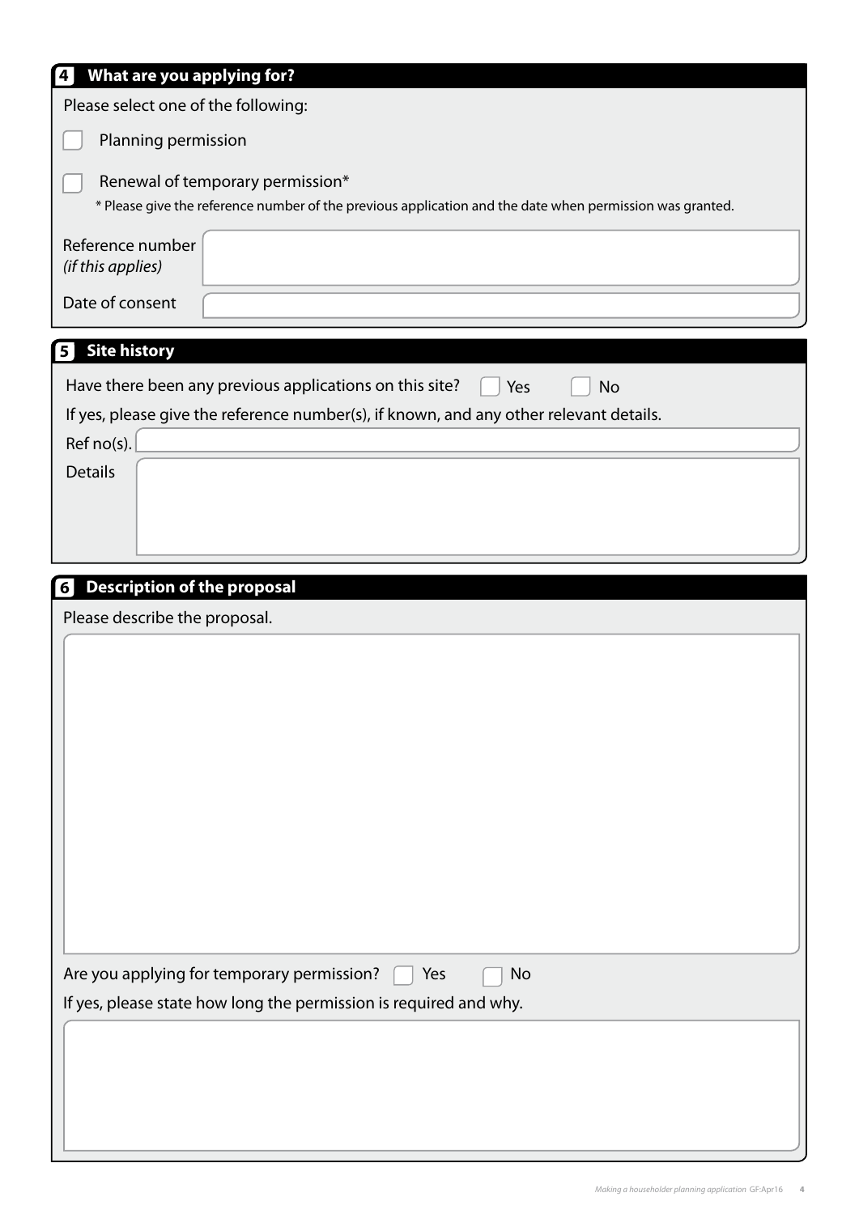## 4 What are you applying for?

Please select one of the following:

- [ ] Planning permission
- [ ] Renewal of temporary permission*

\* Please give the reference number of the previous application and the date when permission was granted.

Reference number *(if this applies)*

Date of consent

## 5 Site history

Have there been any previous applications on this site? [ ] Yes [ ] No

If yes, please give the reference number(s), if known, and any other relevant details.

Ref no(s).

Details

## 6 Description of the proposal

Please describe the proposal.

Are you applying for temporary permission? [ ] Yes [ ] No

If yes, please state how long the permission is required and why.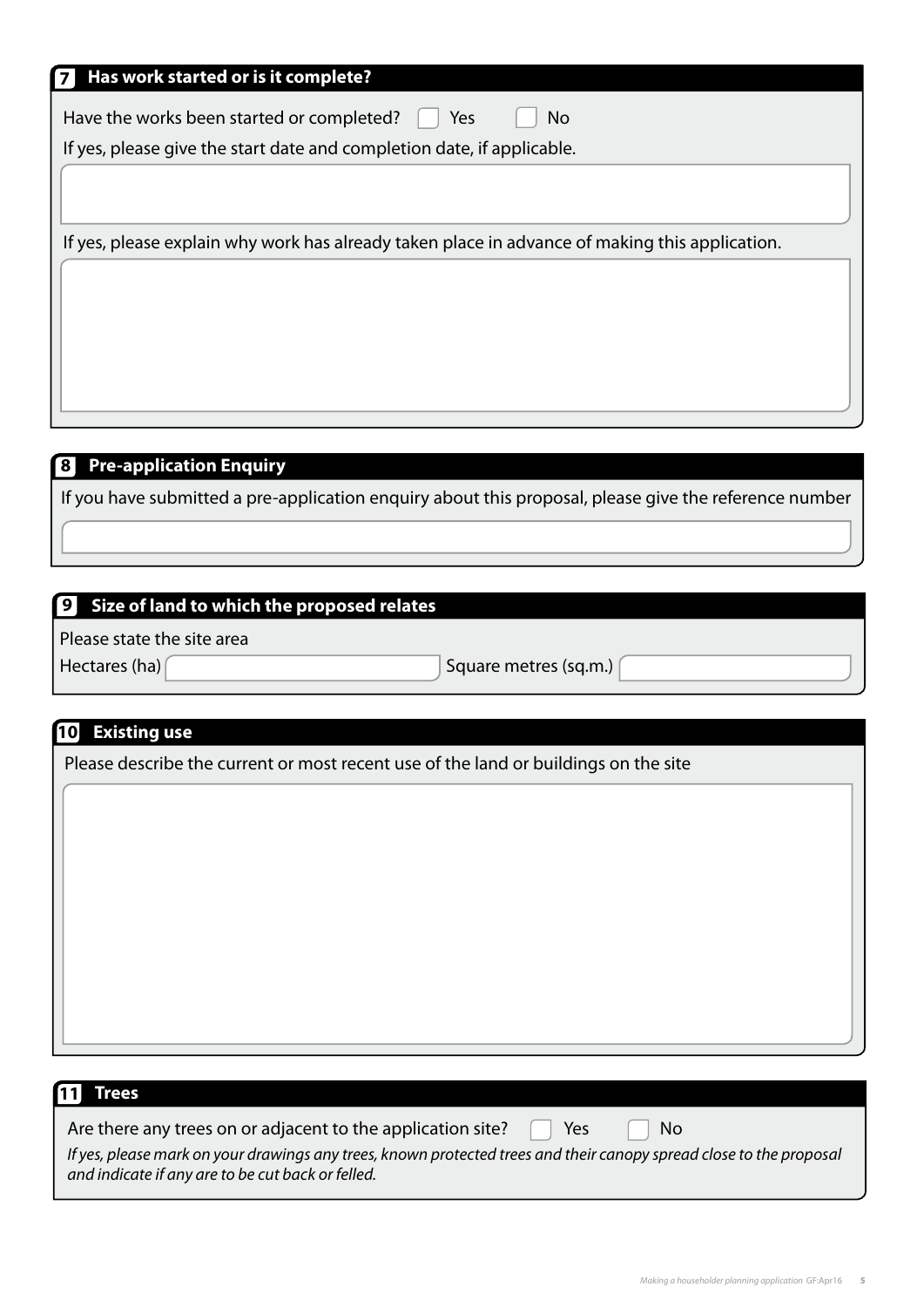## 7 Has work started or is it complete?

Have the works been started or completed? ☐ Yes ☐ No

If yes, please give the start date and completion date, if applicable.

If yes, please explain why work has already taken place in advance of making this application.

## 8 Pre-application Enquiry

If you have submitted a pre-application enquiry about this proposal, please give the reference number

## 9 Size of land to which the proposed relates

Please state the site area

Hectares (ha) Square metres (sq.m.)

## 10 Existing use

Please describe the current or most recent use of the land or buildings on the site

## 11 Trees

Are there any trees on or adjacent to the application site? ☐ Yes ☐ No

*If yes, please mark on your drawings any trees, known protected trees and their canopy spread close to the proposal and indicate if any are to be cut back or felled.*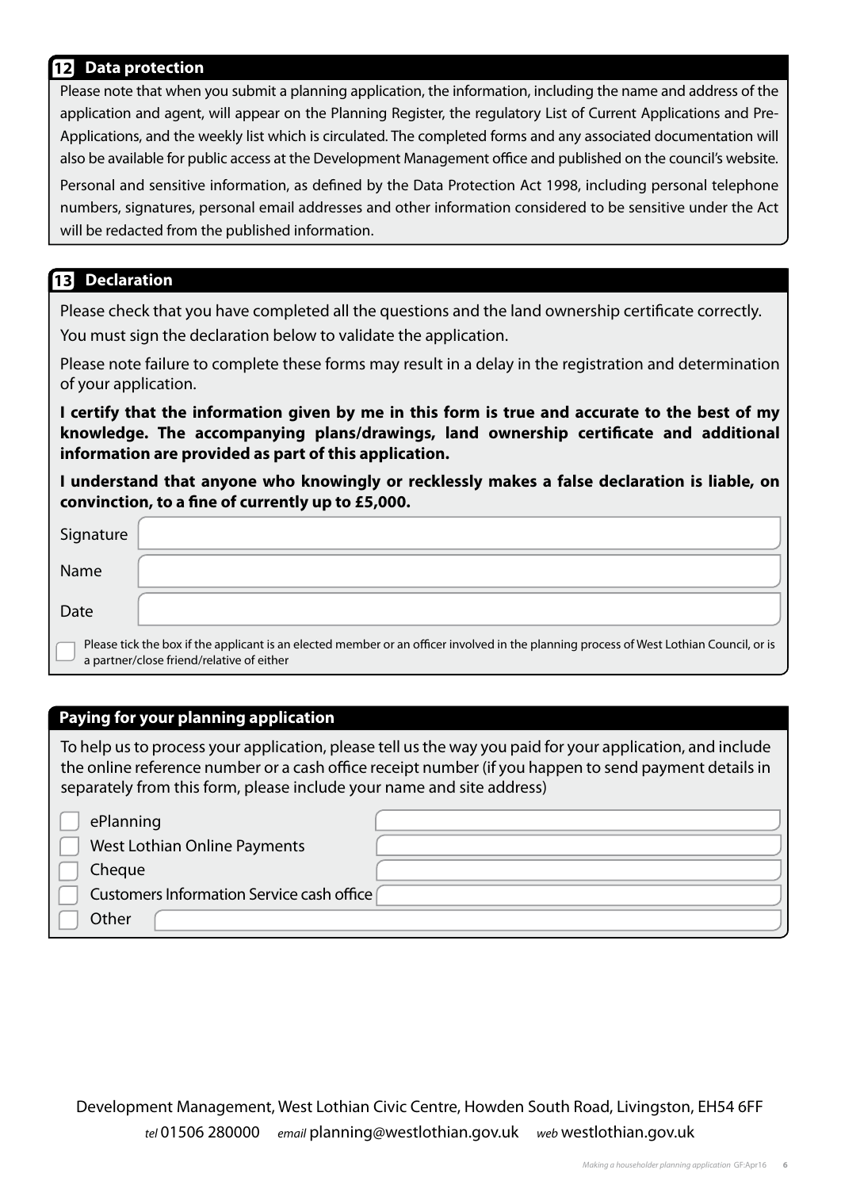## 12 Data protection

Please note that when you submit a planning application, the information, including the name and address of the application and agent, will appear on the Planning Register, the regulatory List of Current Applications and Pre-Applications, and the weekly list which is circulated. The completed forms and any associated documentation will also be available for public access at the Development Management office and published on the council's website.

Personal and sensitive information, as defined by the Data Protection Act 1998, including personal telephone numbers, signatures, personal email addresses and other information considered to be sensitive under the Act will be redacted from the published information.

## 13 Declaration

Please check that you have completed all the questions and the land ownership certificate correctly.

You must sign the declaration below to validate the application.

Please note failure to complete these forms may result in a delay in the registration and determination of your application.

**I certify that the information given by me in this form is true and accurate to the best of my knowledge. The accompanying plans/drawings, land ownership certificate and additional information are provided as part of this application.**

**I understand that anyone who knowingly or recklessly makes a false declaration is liable, on convinction, to a fine of currently up to £5,000.**

Signature

Name

Date

☐ Please tick the box if the applicant is an elected member or an officer involved in the planning process of West Lothian Council, or is a partner/close friend/relative of either

## Paying for your planning application

To help us to process your application, please tell us the way you paid for your application, and include the online reference number or a cash office receipt number (if you happen to send payment details in separately from this form, please include your name and site address)

- ☐ ePlanning
- ☐ West Lothian Online Payments
- ☐ Cheque
- ☐ Customers Information Service cash office
- ☐ Other

Development Management, West Lothian Civic Centre, Howden South Road, Livingston, EH54 6FF

*tel* 01506 280000 *email* planning@westlothian.gov.uk *web* westlothian.gov.uk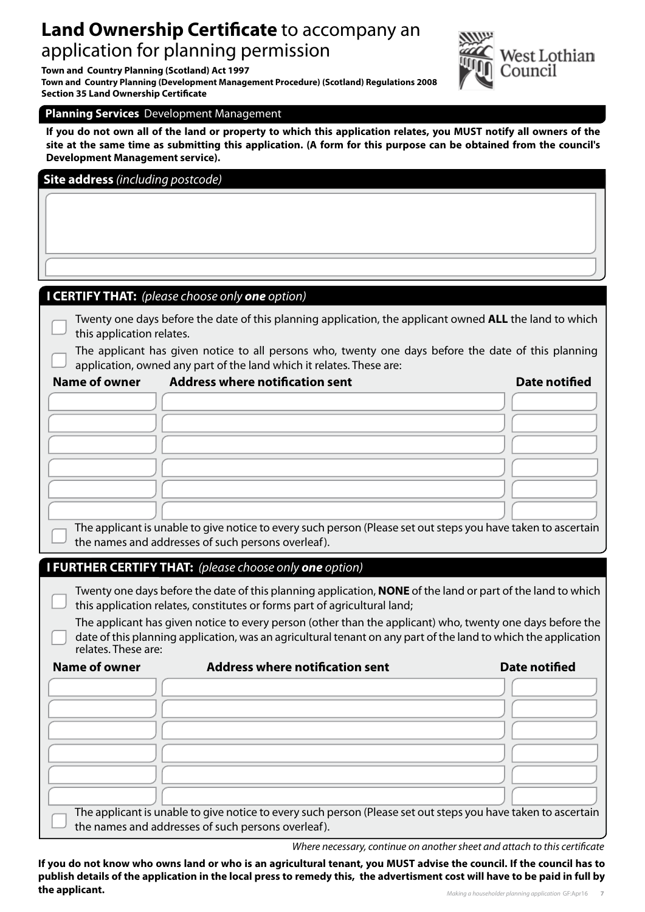# **Land Ownership Certificate** to accompany an application for planning permission

**Town and Country Planning (Scotland) Act 1997**
**Town and Country Planning (Development Management Procedure) (Scotland) Regulations 2008**
**Section 35 Land Ownership Certificate**

West Lothian Council

**Planning Services** Development Management

**If you do not own all of the land or property to which this application relates, you MUST notify all owners of the site at the same time as submitting this application. (A form for this purpose can be obtained from the council's Development Management service).**

## **Site address** *(including postcode)*

## **I CERTIFY THAT:** *(please choose only* ***one*** *option)*

- ☐ Twenty one days before the date of this planning application, the applicant owned **ALL** the land to which this application relates.
- ☐ The applicant has given notice to all persons who, twenty one days before the date of this planning application, owned any part of the land which it relates. These are:

| Name of owner | Address where notification sent | Date notified |
|---|---|---|
| | | |
| | | |
| | | |
| | | |
| | | |
| | | |

- ☐ The applicant is unable to give notice to every such person (Please set out steps you have taken to ascertain the names and addresses of such persons overleaf).

## **I FURTHER CERTIFY THAT:** *(please choose only* ***one*** *option)*

- ☐ Twenty one days before the date of this planning application, **NONE** of the land or part of the land to which this application relates, constitutes or forms part of agricultural land;
- ☐ The applicant has given notice to every person (other than the applicant) who, twenty one days before the date of this planning application, was an agricultural tenant on any part of the land to which the application relates. These are:

| Name of owner | Address where notification sent | Date notified |
|---|---|---|
| | | |
| | | |
| | | |
| | | |
| | | |
| | | |

- ☐ The applicant is unable to give notice to every such person (Please set out steps you have taken to ascertain the names and addresses of such persons overleaf).

*Where necessary, continue on another sheet and attach to this certificate*

**If you do not know who owns land or who is an agricultural tenant, you MUST advise the council. If the council has to publish details of the application in the local press to remedy this, the advertisment cost will have to be paid in full by the applicant.**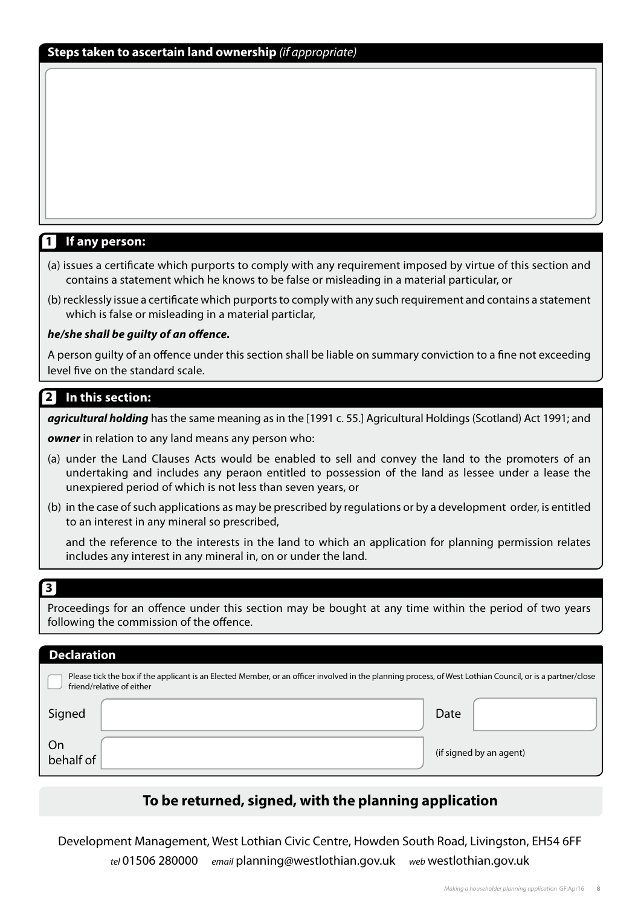## Steps taken to ascertain land ownership *(if appropriate)*

## 1 If any person:

(a) issues a certificate which purports to comply with any requirement imposed by virtue of this section and contains a statement which he knows to be false or misleading in a material particular, or

(b) recklessly issue a certificate which purports to comply with any such requirement and contains a statement which is false or misleading in a material particlar,

***he/she shall be guilty of an offence.***

A person guilty of an offence under this section shall be liable on summary conviction to a fine not exceeding level five on the standard scale.

## 2 In this section:

***agricultural holding*** has the same meaning as in the [1991 c. 55.] Agricultural Holdings (Scotland) Act 1991; and

***owner*** in relation to any land means any person who:

(a) under the Land Clauses Acts would be enabled to sell and convey the land to the promoters of an undertaking and includes any peraon entitled to possession of the land as lessee under a lease the unexpiered period of which is not less than seven years, or

(b) in the case of such applications as may be prescribed by regulations or by a development order, is entitled to an interest in any mineral so prescribed,

and the reference to the interests in the land to which an application for planning permission relates includes any interest in any mineral in, on or under the land.

## 3

Proceedings for an offence under this section may be bought at any time within the period of two years following the commission of the offence.

## Declaration

☐ Please tick the box if the applicant is an Elected Member, or an officer involved in the planning process, of West Lothian Council, or is a partner/close friend/relative of either

Signed ______________________ Date __________

On behalf of ______________________ (if signed by an agent)

**To be returned, signed, with the planning application**

Development Management, West Lothian Civic Centre, Howden South Road, Livingston, EH54 6FF

*tel* 01506 280000 *email* planning@westlothian.gov.uk *web* westlothian.gov.uk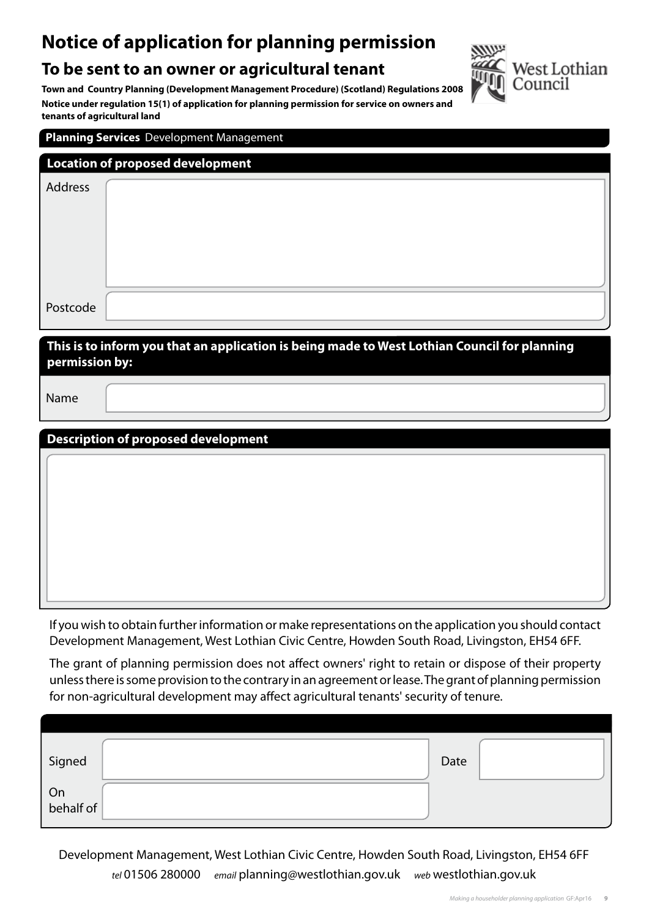# Notice of application for planning permission

## To be sent to an owner or agricultural tenant

**Town and Country Planning (Development Management Procedure) (Scotland) Regulations 2008**

**Notice under regulation 15(1) of application for planning permission for service on owners and tenants of agricultural land**

West Lothian Council

**Planning Services** Development Management

### Location of proposed development

Address

Postcode

### This is to inform you that an application is being made to West Lothian Council for planning permission by:

Name

### Description of proposed development

If you wish to obtain further information or make representations on the application you should contact Development Management, West Lothian Civic Centre, Howden South Road, Livingston, EH54 6FF.

The grant of planning permission does not affect owners' right to retain or dispose of their property unless there is some provision to the contrary in an agreement or lease. The grant of planning permission for non-agricultural development may affect agricultural tenants' security of tenure.

| | | | |
|---|---|---|---|
| Signed | | Date | |
| On behalf of | | | |

Development Management, West Lothian Civic Centre, Howden South Road, Livingston, EH54 6FF

*tel* 01506 280000 *email* planning@westlothian.gov.uk *web* westlothian.gov.uk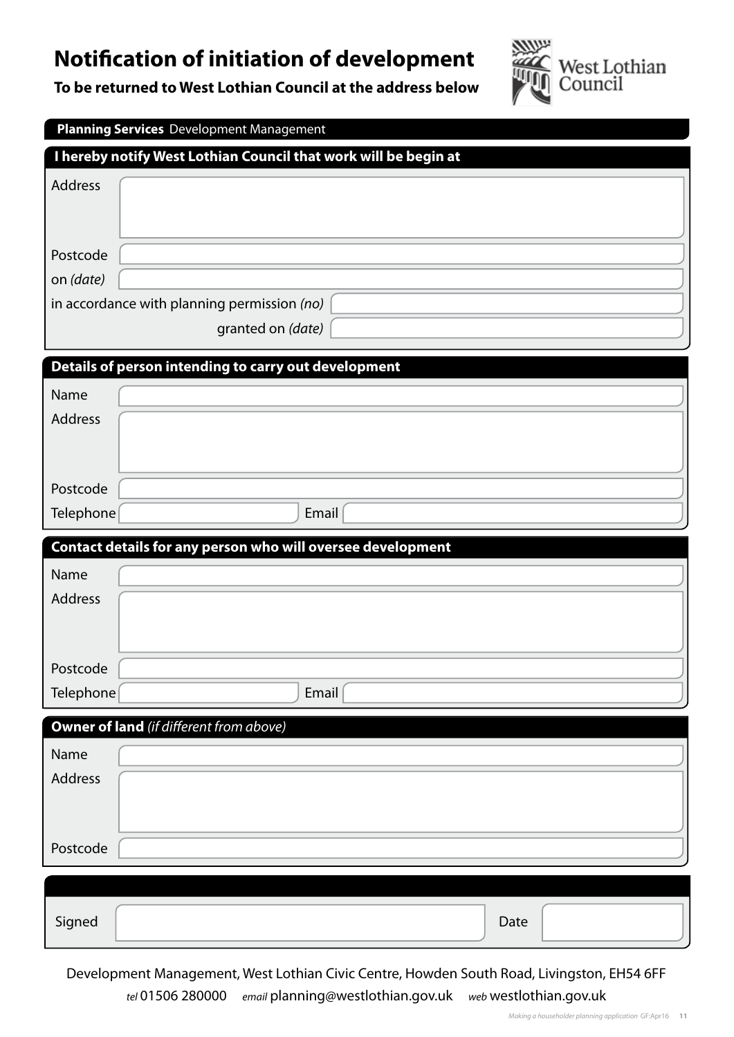# Notification of initiation of development

**To be returned to West Lothian Council at the address below**

West Lothian Council

**Planning Services** Development Management

## I hereby notify West Lothian Council that work will be begin at

Address

Postcode

on *(date)*

in accordance with planning permission *(no)*

granted on *(date)*

## Details of person intending to carry out development

Name

Address

Postcode

Telephone | Email

## Contact details for any person who will oversee development

Name

Address

Postcode

Telephone | Email

## Owner of land *(if different from above)*

Name

Address

Postcode

Signed | Date

Development Management, West Lothian Civic Centre, Howden South Road, Livingston, EH54 6FF

*tel* 01506 280000 *email* planning@westlothian.gov.uk *web* westlothian.gov.uk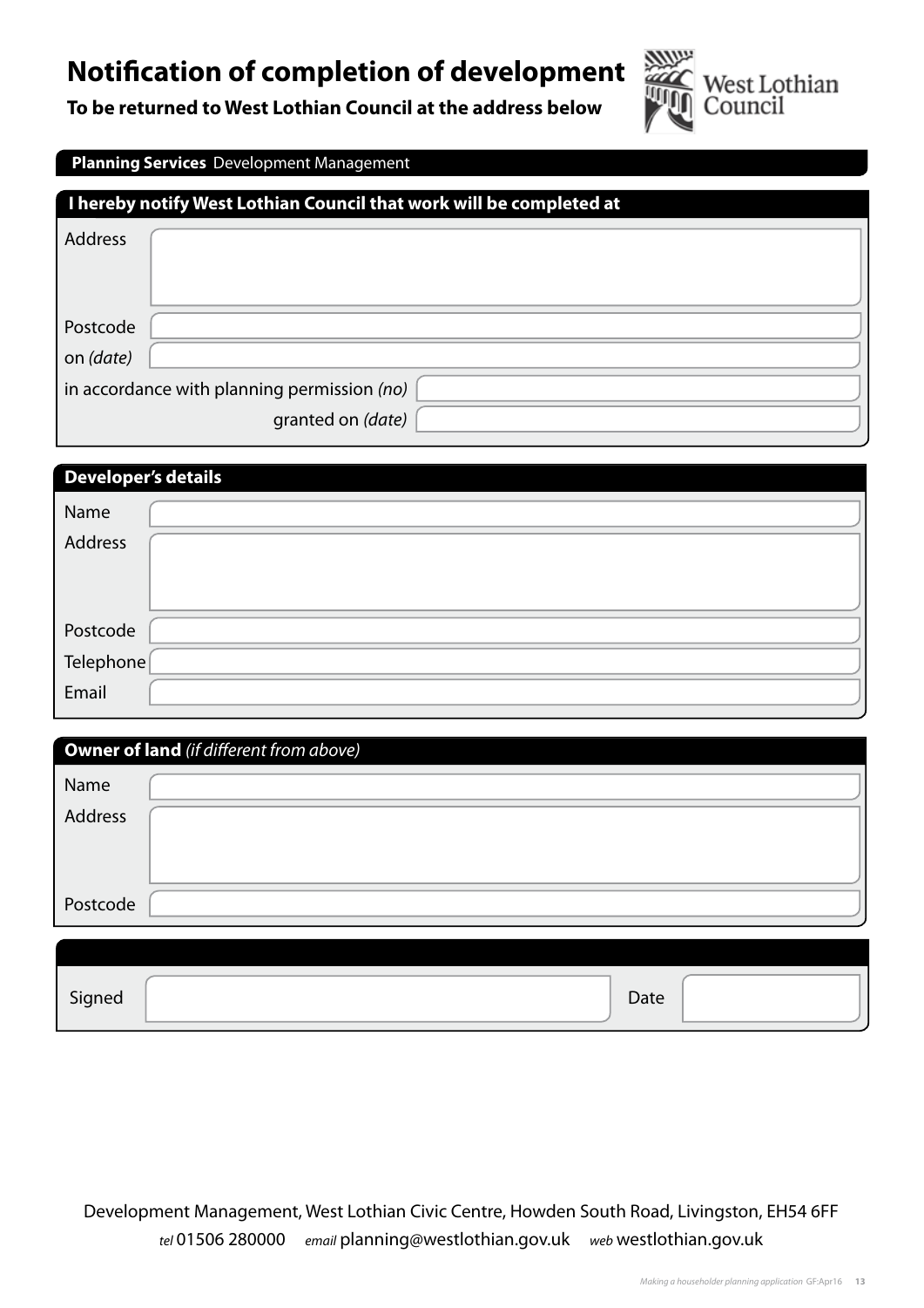# Notification of completion of development

**To be returned to West Lothian Council at the address below**

West Lothian Council

**Planning Services** Development Management

## I hereby notify West Lothian Council that work will be completed at

Address

Postcode

on *(date)*

in accordance with planning permission *(no)*

granted on *(date)*

## Developer's details

Name

Address

Postcode

Telephone

Email

## Owner of land *(if different from above)*

Name

Address

Postcode

Signed

Date

Development Management, West Lothian Civic Centre, Howden South Road, Livingston, EH54 6FF

*tel* 01506 280000 *email* planning@westlothian.gov.uk *web* westlothian.gov.uk